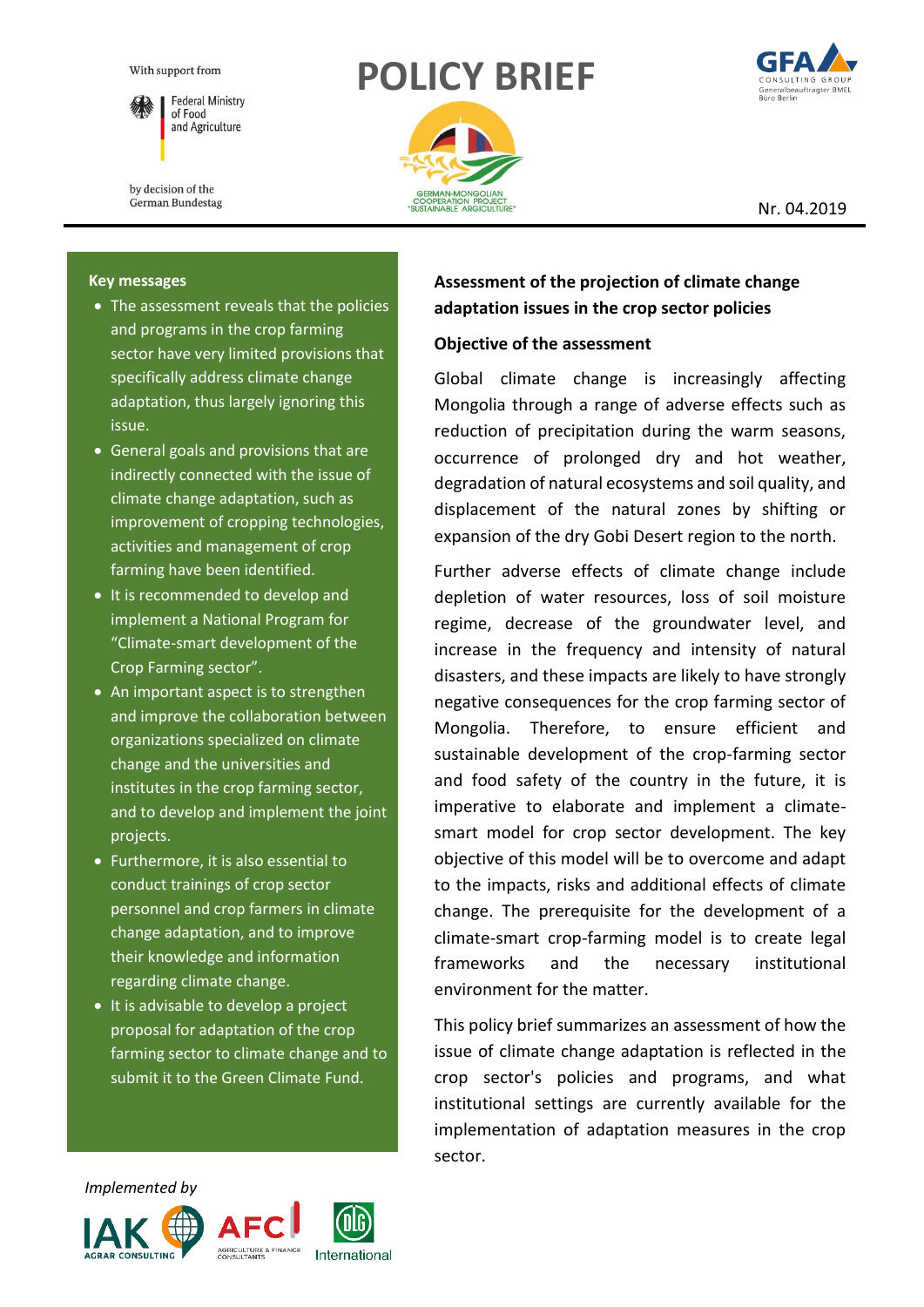With support from

Federal Ministry of Food and Agriculture

by decision of the German Bundestag

# POLICY BRIEF

GERMAN-MONGOLIAN COOPERATION PROJECT "SUSTAINABLE AGRICULTURE"

GFA CONSULTING GROUP
Generalbeauftragter BMEL Büro Berlin

Nr. 04.2019

**Key messages**

- The assessment reveals that the policies and programs in the crop farming sector have very limited provisions that specifically address climate change adaptation, thus largely ignoring this issue.
- General goals and provisions that are indirectly connected with the issue of climate change adaptation, such as improvement of cropping technologies, activities and management of crop farming have been identified.
- It is recommended to develop and implement a National Program for "Climate-smart development of the Crop Farming sector".
- An important aspect is to strengthen and improve the collaboration between organizations specialized on climate change and the universities and institutes in the crop farming sector, and to develop and implement the joint projects.
- Furthermore, it is also essential to conduct trainings of crop sector personnel and crop farmers in climate change adaptation, and to improve their knowledge and information regarding climate change.
- It is advisable to develop a project proposal for adaptation of the crop farming sector to climate change and to submit it to the Green Climate Fund.

## Assessment of the projection of climate change adaptation issues in the crop sector policies

### Objective of the assessment

Global climate change is increasingly affecting Mongolia through a range of adverse effects such as reduction of precipitation during the warm seasons, occurrence of prolonged dry and hot weather, degradation of natural ecosystems and soil quality, and displacement of the natural zones by shifting or expansion of the dry Gobi Desert region to the north.

Further adverse effects of climate change include depletion of water resources, loss of soil moisture regime, decrease of the groundwater level, and increase in the frequency and intensity of natural disasters, and these impacts are likely to have strongly negative consequences for the crop farming sector of Mongolia. Therefore, to ensure efficient and sustainable development of the crop-farming sector and food safety of the country in the future, it is imperative to elaborate and implement a climate-smart model for crop sector development. The key objective of this model will be to overcome and adapt to the impacts, risks and additional effects of climate change. The prerequisite for the development of a climate-smart crop-farming model is to create legal frameworks and the necessary institutional environment for the matter.

This policy brief summarizes an assessment of how the issue of climate change adaptation is reflected in the crop sector's policies and programs, and what institutional settings are currently available for the implementation of adaptation measures in the crop sector.

*Implemented by*

IAK AGRAR CONSULTING | AFC AGRICULTURE & FINANCE CONSULTANTS | DLG International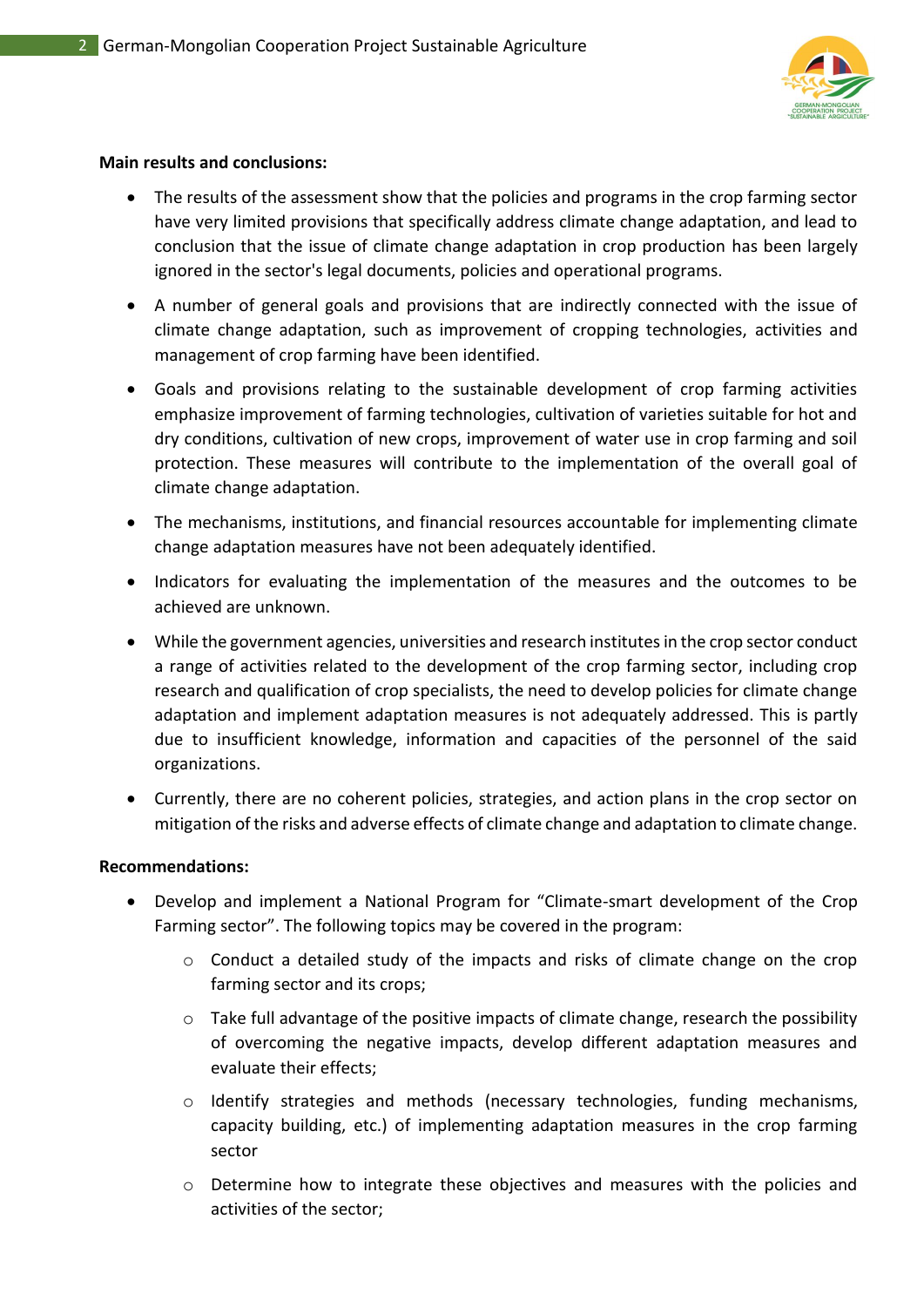**Main results and conclusions:**

- The results of the assessment show that the policies and programs in the crop farming sector have very limited provisions that specifically address climate change adaptation, and lead to conclusion that the issue of climate change adaptation in crop production has been largely ignored in the sector's legal documents, policies and operational programs.
- A number of general goals and provisions that are indirectly connected with the issue of climate change adaptation, such as improvement of cropping technologies, activities and management of crop farming have been identified.
- Goals and provisions relating to the sustainable development of crop farming activities emphasize improvement of farming technologies, cultivation of varieties suitable for hot and dry conditions, cultivation of new crops, improvement of water use in crop farming and soil protection. These measures will contribute to the implementation of the overall goal of climate change adaptation.
- The mechanisms, institutions, and financial resources accountable for implementing climate change adaptation measures have not been adequately identified.
- Indicators for evaluating the implementation of the measures and the outcomes to be achieved are unknown.
- While the government agencies, universities and research institutes in the crop sector conduct a range of activities related to the development of the crop farming sector, including crop research and qualification of crop specialists, the need to develop policies for climate change adaptation and implement adaptation measures is not adequately addressed. This is partly due to insufficient knowledge, information and capacities of the personnel of the said organizations.
- Currently, there are no coherent policies, strategies, and action plans in the crop sector on mitigation of the risks and adverse effects of climate change and adaptation to climate change.

**Recommendations:**

- Develop and implement a National Program for "Climate-smart development of the Crop Farming sector". The following topics may be covered in the program:
    - Conduct a detailed study of the impacts and risks of climate change on the crop farming sector and its crops;
    - Take full advantage of the positive impacts of climate change, research the possibility of overcoming the negative impacts, develop different adaptation measures and evaluate their effects;
    - Identify strategies and methods (necessary technologies, funding mechanisms, capacity building, etc.) of implementing adaptation measures in the crop farming sector
    - Determine how to integrate these objectives and measures with the policies and activities of the sector;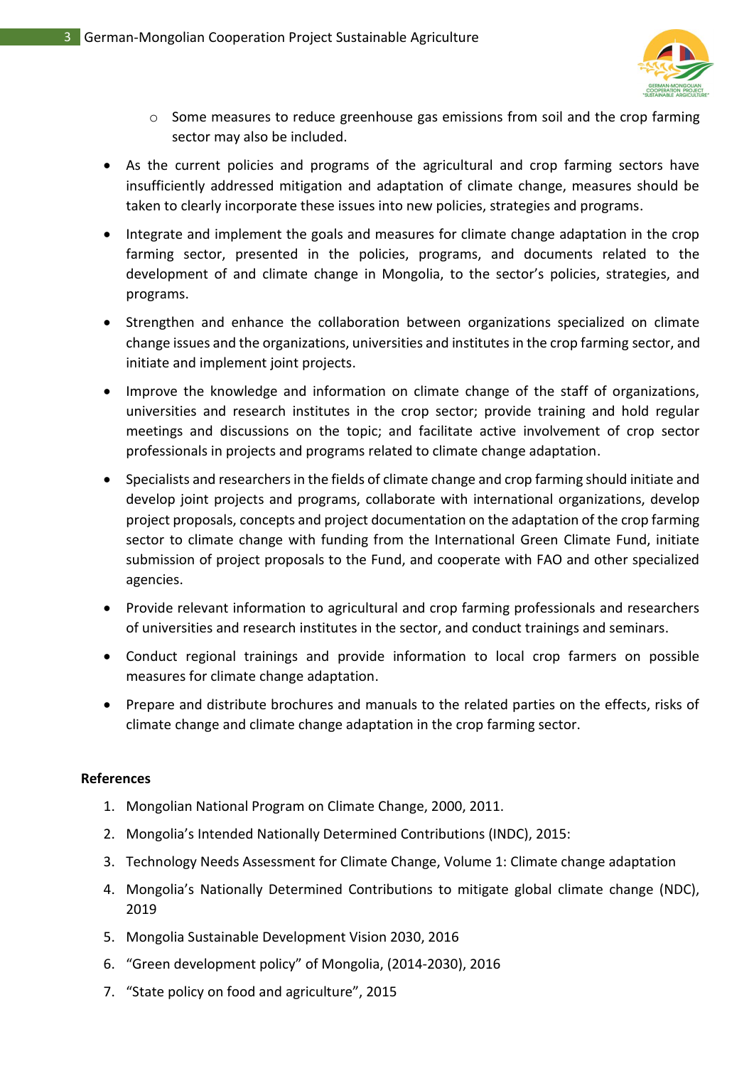- Some measures to reduce greenhouse gas emissions from soil and the crop farming sector may also be included.

- As the current policies and programs of the agricultural and crop farming sectors have insufficiently addressed mitigation and adaptation of climate change, measures should be taken to clearly incorporate these issues into new policies, strategies and programs.
- Integrate and implement the goals and measures for climate change adaptation in the crop farming sector, presented in the policies, programs, and documents related to the development of and climate change in Mongolia, to the sector's policies, strategies, and programs.
- Strengthen and enhance the collaboration between organizations specialized on climate change issues and the organizations, universities and institutes in the crop farming sector, and initiate and implement joint projects.
- Improve the knowledge and information on climate change of the staff of organizations, universities and research institutes in the crop sector; provide training and hold regular meetings and discussions on the topic; and facilitate active involvement of crop sector professionals in projects and programs related to climate change adaptation.
- Specialists and researchers in the fields of climate change and crop farming should initiate and develop joint projects and programs, collaborate with international organizations, develop project proposals, concepts and project documentation on the adaptation of the crop farming sector to climate change with funding from the International Green Climate Fund, initiate submission of project proposals to the Fund, and cooperate with FAO and other specialized agencies.
- Provide relevant information to agricultural and crop farming professionals and researchers of universities and research institutes in the sector, and conduct trainings and seminars.
- Conduct regional trainings and provide information to local crop farmers on possible measures for climate change adaptation.
- Prepare and distribute brochures and manuals to the related parties on the effects, risks of climate change and climate change adaptation in the crop farming sector.

**References**

1. Mongolian National Program on Climate Change, 2000, 2011.
2. Mongolia's Intended Nationally Determined Contributions (INDC), 2015:
3. Technology Needs Assessment for Climate Change, Volume 1: Climate change adaptation
4. Mongolia's Nationally Determined Contributions to mitigate global climate change (NDC), 2019
5. Mongolia Sustainable Development Vision 2030, 2016
6. "Green development policy" of Mongolia, (2014-2030), 2016
7. "State policy on food and agriculture", 2015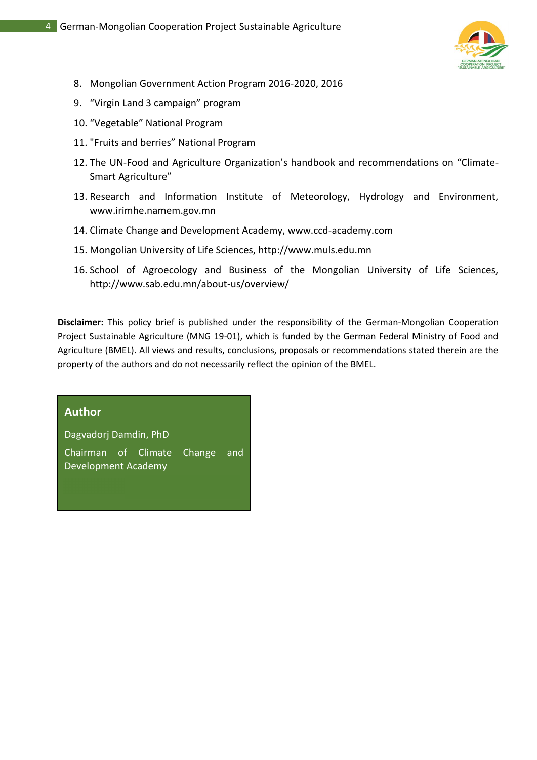8. Mongolian Government Action Program 2016-2020, 2016
9. “Virgin Land 3 campaign” program
10. “Vegetable” National Program
11. "Fruits and berries” National Program
12. The UN-Food and Agriculture Organization’s handbook and recommendations on “Climate-Smart Agriculture”
13. Research and Information Institute of Meteorology, Hydrology and Environment, www.irimhe.namem.gov.mn
14. Climate Change and Development Academy, www.ccd-academy.com
15. Mongolian University of Life Sciences, http://www.muls.edu.mn
16. School of Agroecology and Business of the Mongolian University of Life Sciences, http://www.sab.edu.mn/about-us/overview/

**Disclaimer:** This policy brief is published under the responsibility of the German-Mongolian Cooperation Project Sustainable Agriculture (MNG 19-01), which is funded by the German Federal Ministry of Food and Agriculture (BMEL). All views and results, conclusions, proposals or recommendations stated therein are the property of the authors and do not necessarily reflect the opinion of the BMEL.

## Author

Dagvadorj Damdin, PhD

Chairman of Climate Change and Development Academy